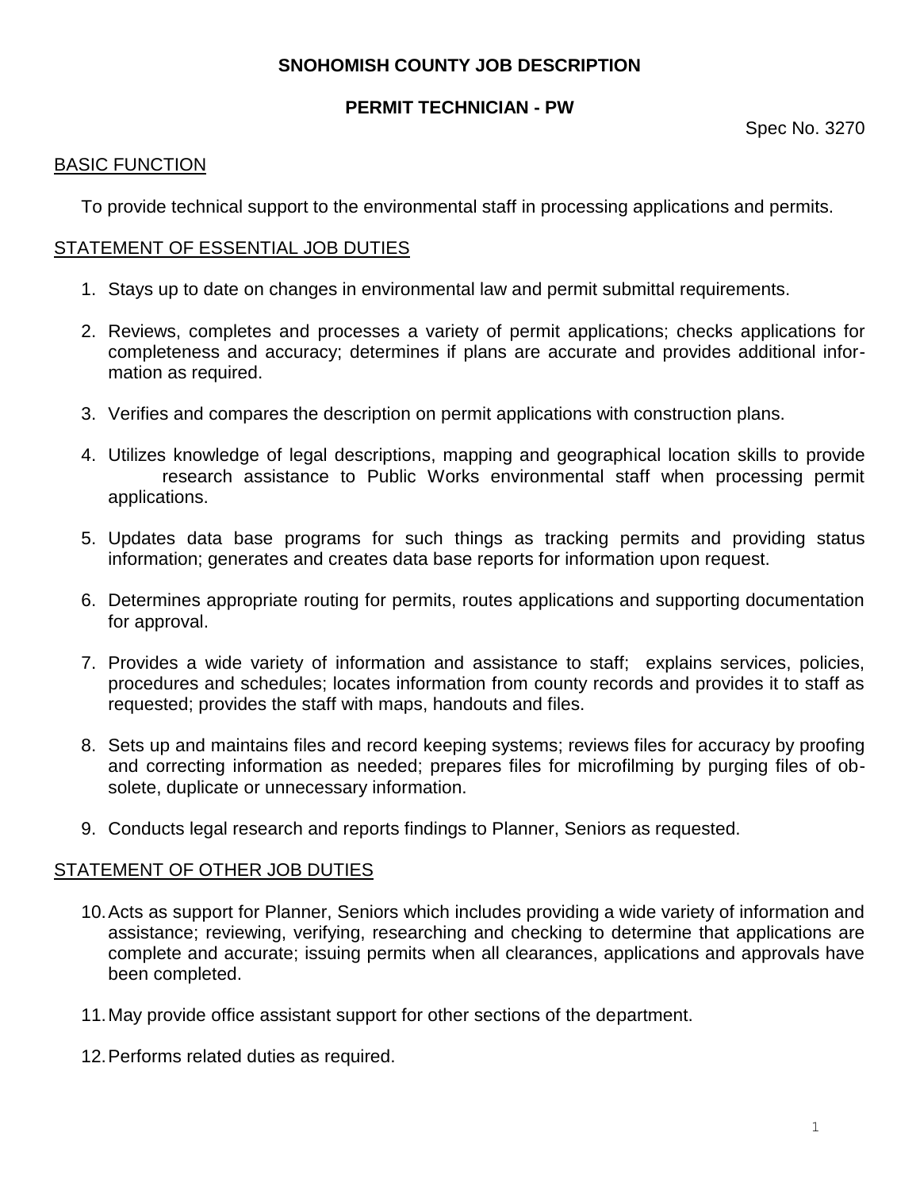# SNOHOMISH COUNTY JOB DESCRIPTION

## PERMIT TECHNICIAN - PW

Spec No. 3270

### BASIC FUNCTION

To provide technical support to the environmental staff in processing applications and permits.

### STATEMENT OF ESSENTIAL JOB DUTIES

1. Stays up to date on changes in environmental law and permit submittal requirements.
2. Reviews, completes and processes a variety of permit applications; checks applications for completeness and accuracy; determines if plans are accurate and provides additional information as required.
3. Verifies and compares the description on permit applications with construction plans.
4. Utilizes knowledge of legal descriptions, mapping and geographical location skills to provide research assistance to Public Works environmental staff when processing permit applications.
5. Updates data base programs for such things as tracking permits and providing status information; generates and creates data base reports for information upon request.
6. Determines appropriate routing for permits, routes applications and supporting documentation for approval.
7. Provides a wide variety of information and assistance to staff; explains services, policies, procedures and schedules; locates information from county records and provides it to staff as requested; provides the staff with maps, handouts and files.
8. Sets up and maintains files and record keeping systems; reviews files for accuracy by proofing and correcting information as needed; prepares files for microfilming by purging files of obsolete, duplicate or unnecessary information.
9. Conducts legal research and reports findings to Planner, Seniors as requested.

### STATEMENT OF OTHER JOB DUTIES

10. Acts as support for Planner, Seniors which includes providing a wide variety of information and assistance; reviewing, verifying, researching and checking to determine that applications are complete and accurate; issuing permits when all clearances, applications and approvals have been completed.
11. May provide office assistant support for other sections of the department.
12. Performs related duties as required.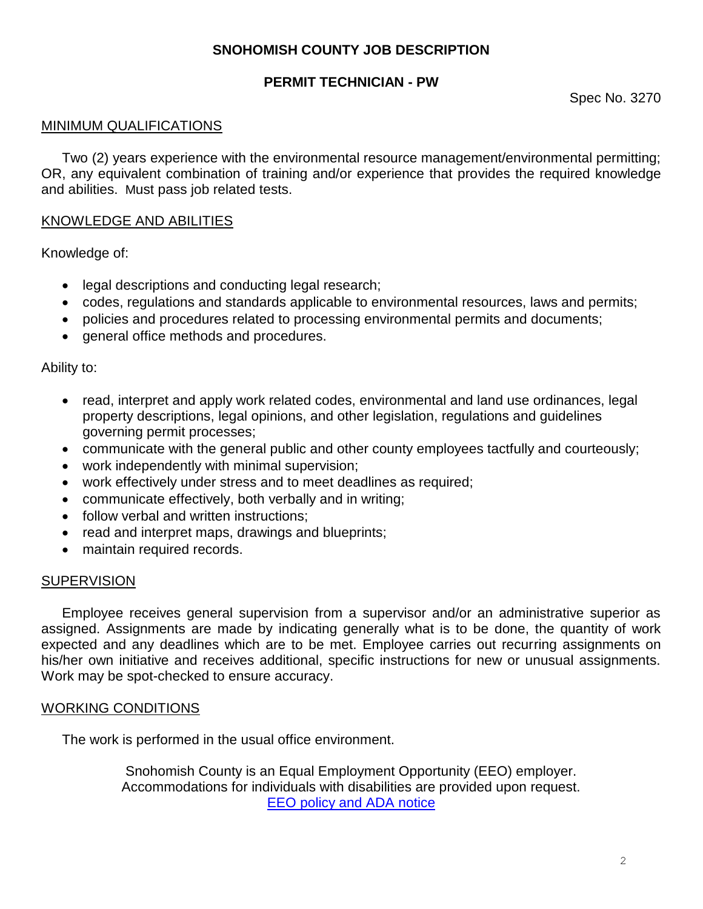# SNOHOMISH COUNTY JOB DESCRIPTION

## PERMIT TECHNICIAN - PW

Spec No. 3270

### MINIMUM QUALIFICATIONS

Two (2) years experience with the environmental resource management/environmental permitting; OR, any equivalent combination of training and/or experience that provides the required knowledge and abilities. Must pass job related tests.

### KNOWLEDGE AND ABILITIES

Knowledge of:

- legal descriptions and conducting legal research;
- codes, regulations and standards applicable to environmental resources, laws and permits;
- policies and procedures related to processing environmental permits and documents;
- general office methods and procedures.

Ability to:

- read, interpret and apply work related codes, environmental and land use ordinances, legal property descriptions, legal opinions, and other legislation, regulations and guidelines governing permit processes;
- communicate with the general public and other county employees tactfully and courteously;
- work independently with minimal supervision;
- work effectively under stress and to meet deadlines as required;
- communicate effectively, both verbally and in writing;
- follow verbal and written instructions;
- read and interpret maps, drawings and blueprints;
- maintain required records.

### SUPERVISION

Employee receives general supervision from a supervisor and/or an administrative superior as assigned. Assignments are made by indicating generally what is to be done, the quantity of work expected and any deadlines which are to be met. Employee carries out recurring assignments on his/her own initiative and receives additional, specific instructions for new or unusual assignments. Work may be spot-checked to ensure accuracy.

### WORKING CONDITIONS

The work is performed in the usual office environment.

Snohomish County is an Equal Employment Opportunity (EEO) employer.
Accommodations for individuals with disabilities are provided upon request.
EEO policy and ADA notice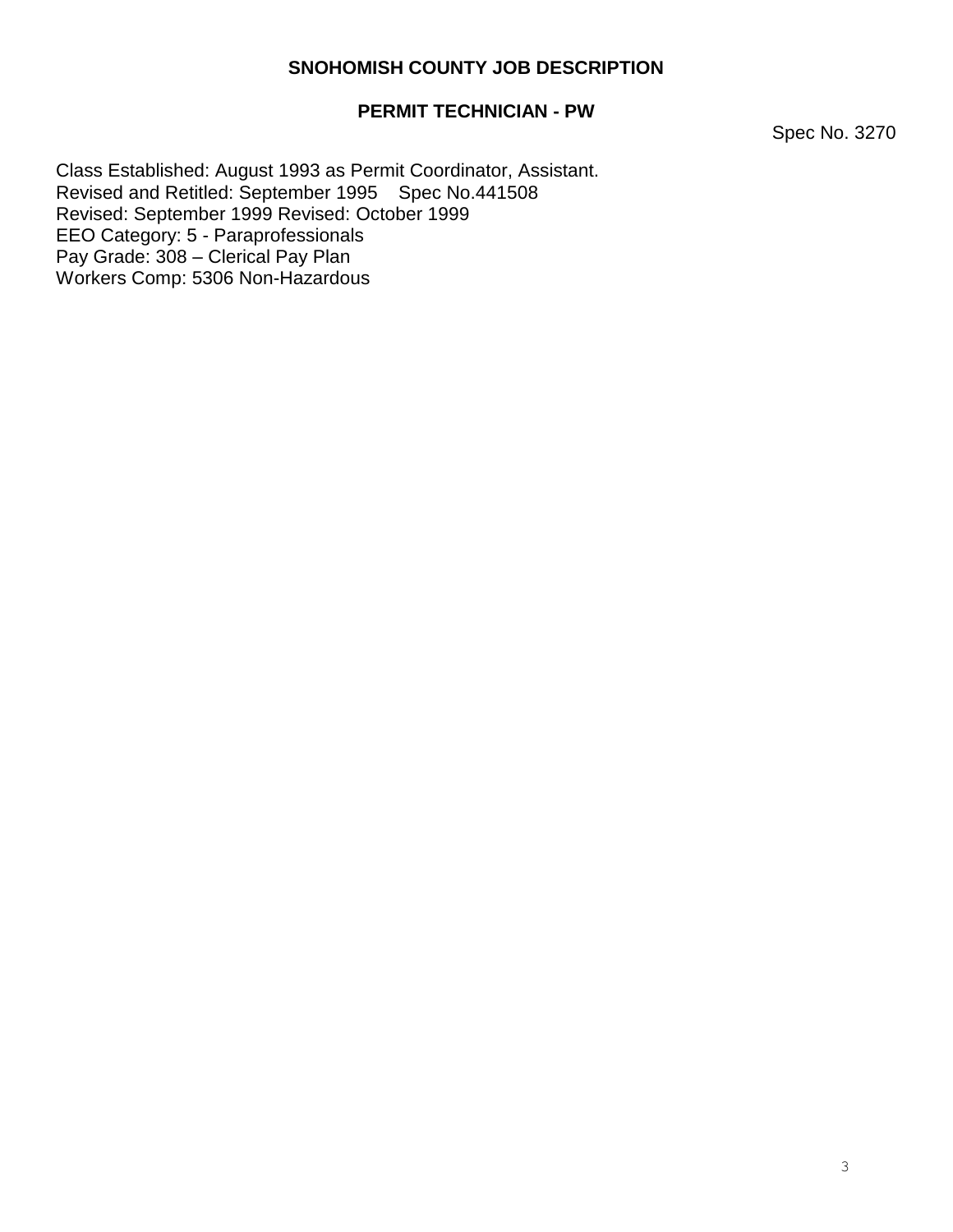**SNOHOMISH COUNTY JOB DESCRIPTION**

**PERMIT TECHNICIAN - PW**

Spec No. 3270

Class Established: August 1993 as Permit Coordinator, Assistant.
Revised and Retitled: September 1995 Spec No.441508
Revised: September 1999 Revised: October 1999
EEO Category: 5 - Paraprofessionals
Pay Grade: 308 – Clerical Pay Plan
Workers Comp: 5306 Non-Hazardous